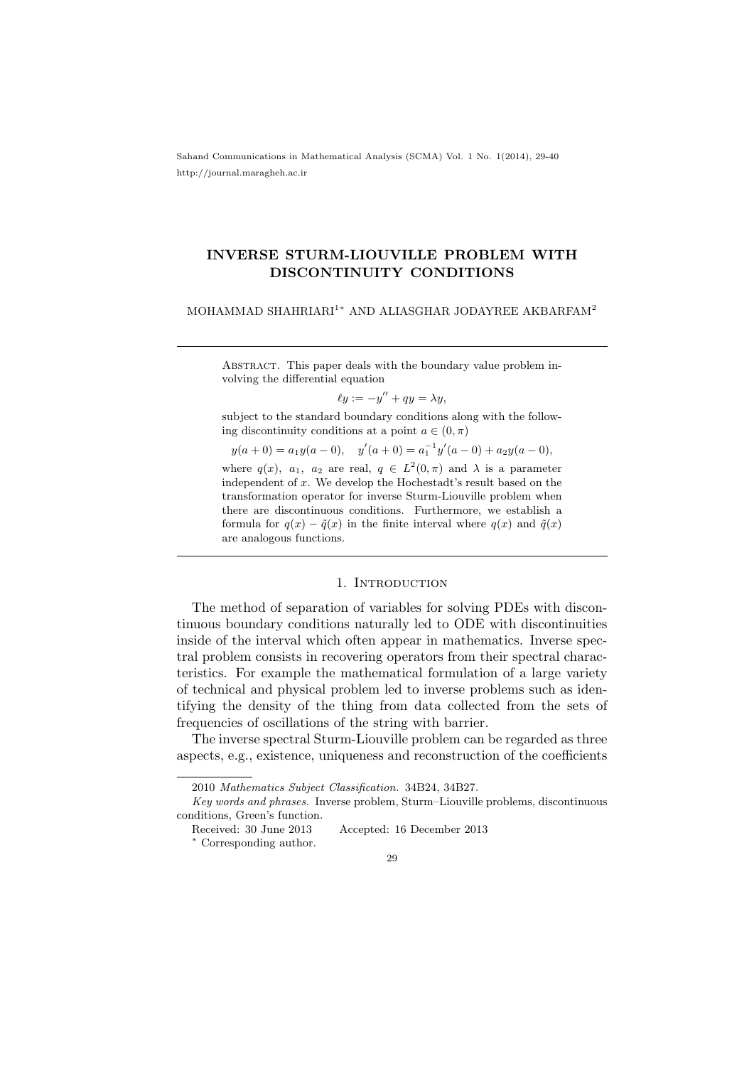# INVERSE STURM-LIOUVILLE PROBLEM WITH DISCONTINUITY CONDITIONS

MOHAMMAD SHAHRIARI[1]* AND ALIASGHAR JODAYREE AKBARFAM[2]

---

ABSTRACT. This paper deals with the boundary value problem involving the differential equation

$$\ell y := -y'' + qy = \lambda y,$$

subject to the standard boundary conditions along with the following discontinuity conditions at a point $a \in (0, \pi)$

$$y(a+0) = a_1 y(a-0), \quad y'(a+0) = a_1^{-1} y'(a-0) + a_2 y(a-0),$$

where $q(x)$, $a_1$, $a_2$ are real, $q \in L^2(0, \pi)$ and $\lambda$ is a parameter independent of $x$. We develop the Hochestadt's result based on the transformation operator for inverse Sturm-Liouville problem when there are discontinuous conditions. Furthermore, we establish a formula for $q(x) - \tilde{q}(x)$ in the finite interval where $q(x)$ and $\tilde{q}(x)$ are analogous functions.

---

## 1. Introduction

The method of separation of variables for solving PDEs with discontinuous boundary conditions naturally led to ODE with discontinuities inside of the interval which often appear in mathematics. Inverse spectral problem consists in recovering operators from their spectral characteristics. For example the mathematical formulation of a large variety of technical and physical problem led to inverse problems such as identifying the density of the thing from data collected from the sets of frequencies of oscillations of the string with barrier.

The inverse spectral Sturm-Liouville problem can be regarded as three aspects, e.g., existence, uniqueness and reconstruction of the coefficients

---

2010 *Mathematics Subject Classification.* 34B24, 34B27.

*Key words and phrases.* Inverse problem, Sturm–Liouville problems, discontinuous conditions, Green's function.

Received: 30 June 2013 Accepted: 16 December 2013

\* Corresponding author.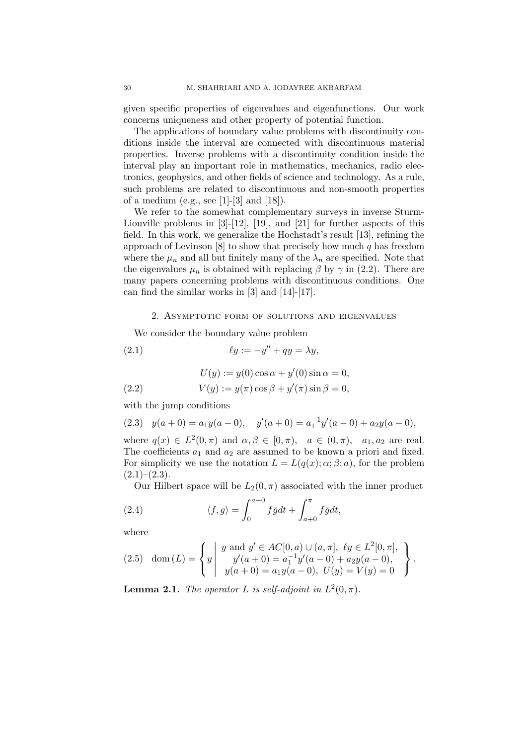given specific properties of eigenvalues and eigenfunctions. Our work concerns uniqueness and other property of potential function.

The applications of boundary value problems with discontinuity conditions inside the interval are connected with discontinuous material properties. Inverse problems with a discontinuity condition inside the interval play an important role in mathematics, mechanics, radio electronics, geophysics, and other fields of science and technology. As a rule, such problems are related to discontinuous and non-smooth properties of a medium (e.g., see [1]-[3] and [18]).

We refer to the somewhat complementary surveys in inverse Sturm-Liouville problems in [3]-[12], [19], and [21] for further aspects of this field. In this work, we generalize the Hochstadt's result [13], refining the approach of Levinson [8] to show that precisely how much $q$ has freedom where the $\mu_n$ and all but finitely many of the $\lambda_n$ are specified. Note that the eigenvalues $\mu_n$ is obtained with replacing $\beta$ by $\gamma$ in (2.2). There are many papers concerning problems with discontinuous conditions. One can find the similar works in [3] and [14]-[17].

## 2. Asymptotic form of solutions and eigenvalues

We consider the boundary value problem

$$\ell y := -y'' + qy = \lambda y, \tag{2.1}$$

$$\begin{aligned} U(y) &:= y(0)\cos\alpha + y'(0)\sin\alpha = 0, \\ V(y) &:= y(\pi)\cos\beta + y'(\pi)\sin\beta = 0, \end{aligned} \tag{2.2}$$

with the jump conditions

$$y(a+0) = a_1 y(a-0), \quad y'(a+0) = a_1^{-1} y'(a-0) + a_2 y(a-0), \tag{2.3}$$

where $q(x) \in L^2(0,\pi)$ and $\alpha, \beta \in [0,\pi)$, $\quad a \in (0,\pi)$, $\quad a_1, a_2$ are real. The coefficients $a_1$ and $a_2$ are assumed to be known a priori and fixed. For simplicity we use the notation $L = L(q(x); \alpha; \beta; a)$, for the problem (2.1)–(2.3).

Our Hilbert space will be $L_2(0,\pi)$ associated with the inner product

$$\langle f, g \rangle = \int_0^{a-0} f\bar{g}dt + \int_{a+0}^{\pi} f\bar{g}dt, \tag{2.4}$$

where

$$\operatorname{dom}(L) = \left\{ y \;\middle|\; \begin{array}{c} y \text{ and } y' \in AC[0,a) \cup (a,\pi], \; \ell y \in L^2[0,\pi], \\ y'(a+0) = a_1^{-1} y'(a-0) + a_2 y(a-0), \\ y(a+0) = a_1 y(a-0), \; U(y) = V(y) = 0 \end{array} \right\}. \tag{2.5}$$

**Lemma 2.1.** *The operator $L$ is self-adjoint in $L^2(0,\pi)$.*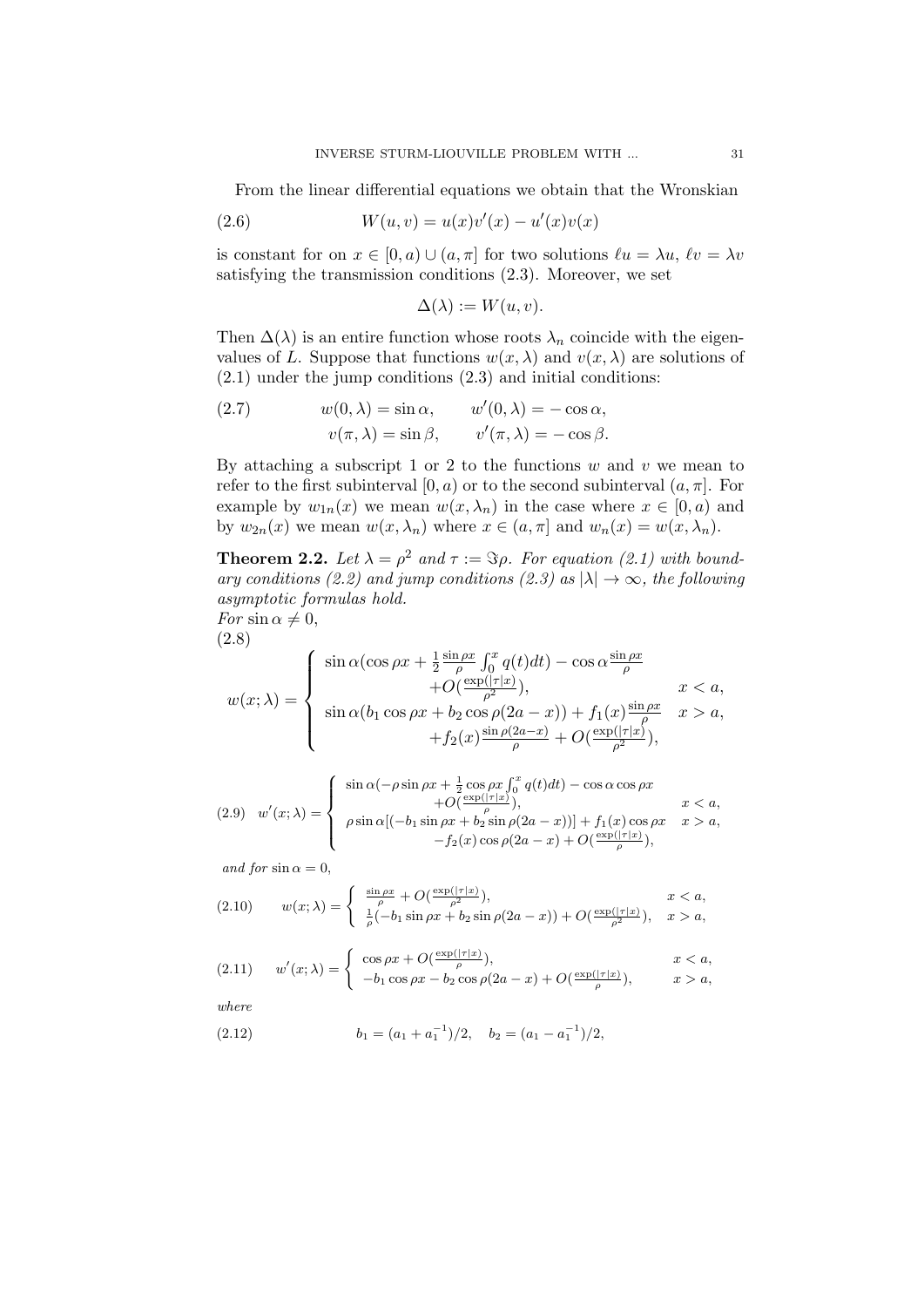From the linear differential equations we obtain that the Wronskian

$$W(u,v) = u(x)v'(x) - u'(x)v(x) \tag{2.6}$$

is constant for on $x \in [0,a) \cup (a,\pi]$ for two solutions $\ell u = \lambda u$, $\ell v = \lambda v$ satisfying the transmission conditions (2.3). Moreover, we set

$$\Delta(\lambda) := W(u,v).$$

Then $\Delta(\lambda)$ is an entire function whose roots $\lambda_n$ coincide with the eigenvalues of $L$. Suppose that functions $w(x,\lambda)$ and $v(x,\lambda)$ are solutions of (2.1) under the jump conditions (2.3) and initial conditions:

$$\begin{aligned} w(0,\lambda) &= \sin\alpha, \qquad w'(0,\lambda) = -\cos\alpha, \\ v(\pi,\lambda) &= \sin\beta, \qquad v'(\pi,\lambda) = -\cos\beta. \end{aligned} \tag{2.7}$$

By attaching a subscript 1 or 2 to the functions $w$ and $v$ we mean to refer to the first subinterval $[0,a)$ or to the second subinterval $(a,\pi]$. For example by $w_{1n}(x)$ we mean $w(x,\lambda_n)$ in the case where $x \in [0,a)$ and by $w_{2n}(x)$ we mean $w(x,\lambda_n)$ where $x \in (a,\pi]$ and $w_n(x) = w(x,\lambda_n)$.

**Theorem 2.2.** *Let $\lambda = \rho^2$ and $\tau := \Im\rho$. For equation (2.1) with boundary conditions (2.2) and jump conditions (2.3) as $|\lambda| \to \infty$, the following asymptotic formulas hold.*
*For $\sin\alpha \neq 0$,*

$$w(x;\lambda) = \begin{cases} \sin\alpha(\cos\rho x + \frac{1}{2}\frac{\sin\rho x}{\rho}\int_0^x q(t)dt) - \cos\alpha\frac{\sin\rho x}{\rho} & \\ \qquad +O(\frac{\exp(|\tau|x)}{\rho^2}), & x < a, \\ \sin\alpha(b_1\cos\rho x + b_2\cos\rho(2a-x)) + f_1(x)\frac{\sin\rho x}{\rho} & x > a, \\ \qquad +f_2(x)\frac{\sin\rho(2a-x)}{\rho} + O(\frac{\exp(|\tau|x)}{\rho^2}), & \end{cases} \tag{2.8}$$

$$w'(x;\lambda) = \begin{cases} \sin\alpha(-\rho\sin\rho x + \frac{1}{2}\cos\rho x\int_0^x q(t)dt) - \cos\alpha\cos\rho x & \\ \qquad +O(\frac{\exp(|\tau|x)}{\rho}), & x < a, \\ \rho\sin\alpha[(-b_1\sin\rho x + b_2\sin\rho(2a-x))] + f_1(x)\cos\rho x & x > a, \\ \qquad -f_2(x)\cos\rho(2a-x) + O(\frac{\exp(|\tau|x)}{\rho}), & \end{cases} \tag{2.9}$$

*and for $\sin\alpha = 0$,*

$$w(x;\lambda) = \begin{cases} \frac{\sin\rho x}{\rho} + O(\frac{\exp(|\tau|x)}{\rho^2}), & x < a, \\ \frac{1}{\rho}(-b_1\sin\rho x + b_2\sin\rho(2a-x)) + O(\frac{\exp(|\tau|x)}{\rho^2}), & x > a, \end{cases} \tag{2.10}$$

$$w'(x;\lambda) = \begin{cases} \cos\rho x + O(\frac{\exp(|\tau|x)}{\rho}), & x < a, \\ -b_1\cos\rho x - b_2\cos\rho(2a-x) + O(\frac{\exp(|\tau|x)}{\rho}), & x > a, \end{cases} \tag{2.11}$$

*where*

$$b_1 = (a_1 + a_1^{-1})/2, \quad b_2 = (a_1 - a_1^{-1})/2, \tag{2.12}$$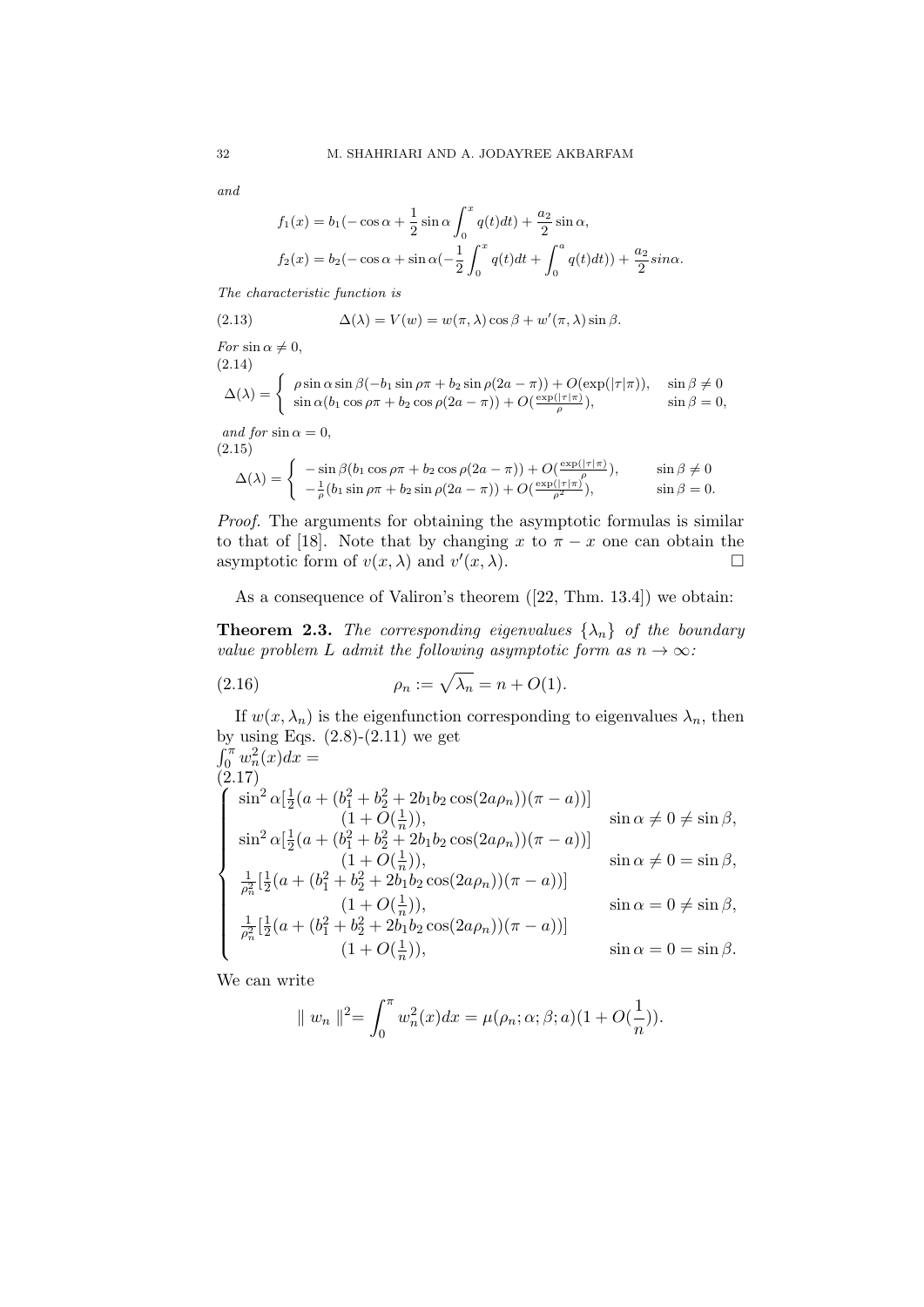*and*

$$f_1(x) = b_1(-\cos\alpha + \frac{1}{2}\sin\alpha\int_0^x q(t)dt) + \frac{a_2}{2}\sin\alpha,$$

$$f_2(x) = b_2(-\cos\alpha + \sin\alpha(-\frac{1}{2}\int_0^x q(t)dt + \int_0^a q(t)dt)) + \frac{a_2}{2}sin\alpha.$$

*The characteristic function is*

$$\Delta(\lambda) = V(w) = w(\pi,\lambda)\cos\beta + w'(\pi,\lambda)\sin\beta. \tag{2.13}$$

*For* $\sin\alpha \neq 0$,

$$\Delta(\lambda) = \begin{cases} \rho\sin\alpha\sin\beta(-b_1\sin\rho\pi + b_2\sin\rho(2a-\pi)) + O(\exp(|\tau|\pi)), & \sin\beta \neq 0 \\ \sin\alpha(b_1\cos\rho\pi + b_2\cos\rho(2a-\pi)) + O(\frac{\exp(|\tau|\pi)}{\rho}), & \sin\beta = 0, \end{cases} \tag{2.14}$$

*and for* $\sin\alpha = 0$,

$$\Delta(\lambda) = \begin{cases} -\sin\beta(b_1\cos\rho\pi + b_2\cos\rho(2a-\pi)) + O(\frac{\exp(|\tau|\pi)}{\rho}), & \sin\beta \neq 0 \\ -\frac{1}{\rho}(b_1\sin\rho\pi + b_2\sin\rho(2a-\pi)) + O(\frac{\exp(|\tau|\pi)}{\rho^2}), & \sin\beta = 0. \end{cases} \tag{2.15}$$

*Proof.* The arguments for obtaining the asymptotic formulas is similar to that of [18]. Note that by changing $x$ to $\pi - x$ one can obtain the asymptotic form of $v(x,\lambda)$ and $v'(x,\lambda)$. $\square$

As a consequence of Valiron's theorem ([22, Thm. 13.4]) we obtain:

**Theorem 2.3.** *The corresponding eigenvalues* $\{\lambda_n\}$ *of the boundary value problem* $L$ *admit the following asymptotic form as* $n \to \infty$*:*

$$\rho_n := \sqrt{\lambda_n} = n + O(1). \tag{2.16}$$

If $w(x,\lambda_n)$ is the eigenfunction corresponding to eigenvalues $\lambda_n$, then by using Eqs. (2.8)-(2.11) we get

$\int_0^\pi w_n^2(x)dx =$

$$\begin{cases} \sin^2\alpha[\frac{1}{2}(a + (b_1^2 + b_2^2 + 2b_1b_2\cos(2a\rho_n))(\pi - a))] \\ \qquad (1 + O(\frac{1}{n})), & \sin\alpha \neq 0 \neq \sin\beta, \\ \sin^2\alpha[\frac{1}{2}(a + (b_1^2 + b_2^2 + 2b_1b_2\cos(2a\rho_n))(\pi - a))] \\ \qquad (1 + O(\frac{1}{n})), & \sin\alpha \neq 0 = \sin\beta, \\ \frac{1}{\rho_n^2}[\frac{1}{2}(a + (b_1^2 + b_2^2 + 2b_1b_2\cos(2a\rho_n))(\pi - a))] \\ \qquad (1 + O(\frac{1}{n})), & \sin\alpha = 0 \neq \sin\beta, \\ \frac{1}{\rho_n^2}[\frac{1}{2}(a + (b_1^2 + b_2^2 + 2b_1b_2\cos(2a\rho_n))(\pi - a))] \\ \qquad (1 + O(\frac{1}{n})), & \sin\alpha = 0 = \sin\beta. \end{cases} \tag{2.17}$$

We can write

$$\| w_n \|^2 = \int_0^\pi w_n^2(x)dx = \mu(\rho_n;\alpha;\beta;a)(1 + O(\frac{1}{n})).$$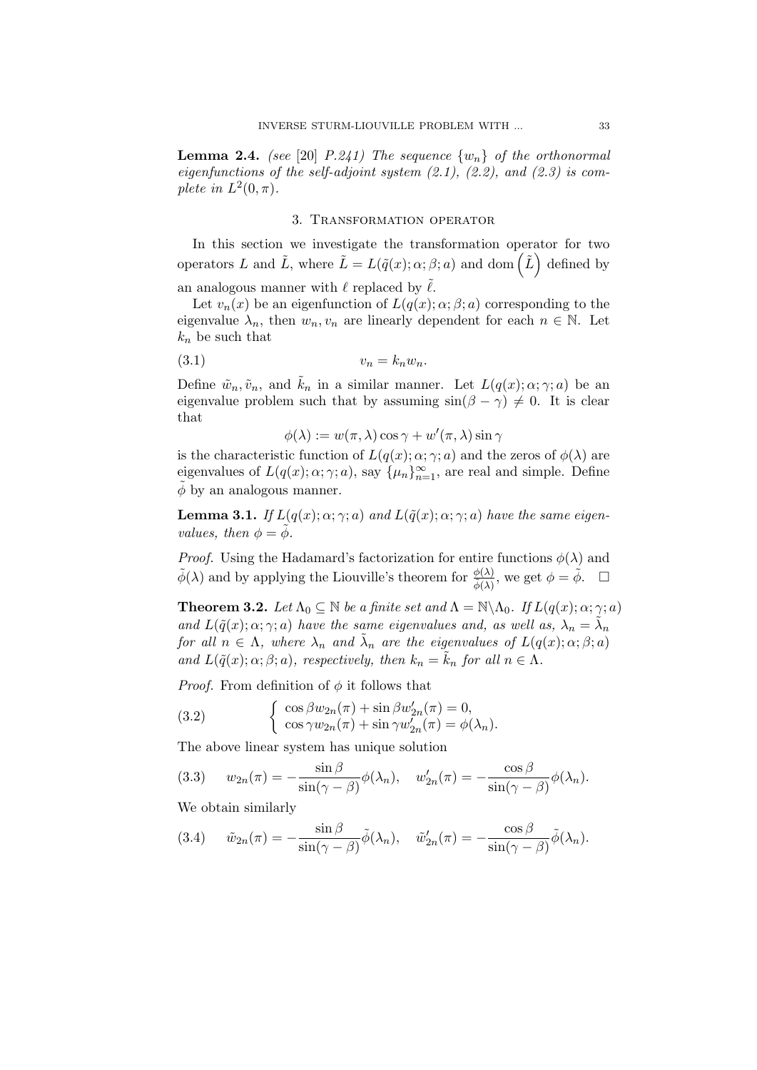**Lemma 2.4.** *(see [20] P.241) The sequence $\{w_n\}$ of the orthonormal eigenfunctions of the self-adjoint system (2.1), (2.2), and (2.3) is complete in $L^2(0,\pi)$.*

## 3. Transformation operator

In this section we investigate the transformation operator for two operators $L$ and $\tilde{L}$, where $\tilde{L} = L(\tilde{q}(x);\alpha;\beta;a)$ and $\operatorname{dom}\left(\tilde{L}\right)$ defined by an analogous manner with $\ell$ replaced by $\tilde{\ell}$.

Let $v_n(x)$ be an eigenfunction of $L(q(x);\alpha;\beta;a)$ corresponding to the eigenvalue $\lambda_n$, then $w_n, v_n$ are linearly dependent for each $n \in \mathbb{N}$. Let $k_n$ be such that

$$v_n = k_n w_n. \tag{3.1}$$

Define $\tilde{w}_n, \tilde{v}_n$, and $\tilde{k}_n$ in a similar manner. Let $L(q(x);\alpha;\gamma;a)$ be an eigenvalue problem such that by assuming $\sin(\beta-\gamma) \neq 0$. It is clear that

$$\phi(\lambda) := w(\pi,\lambda)\cos\gamma + w'(\pi,\lambda)\sin\gamma$$

is the characteristic function of $L(q(x);\alpha;\gamma;a)$ and the zeros of $\phi(\lambda)$ are eigenvalues of $L(q(x);\alpha;\gamma;a)$, say $\{\mu_n\}_{n=1}^{\infty}$, are real and simple. Define $\tilde{\phi}$ by an analogous manner.

**Lemma 3.1.** *If $L(q(x);\alpha;\gamma;a)$ and $L(\tilde{q}(x);\alpha;\gamma;a)$ have the same eigenvalues, then $\phi = \tilde{\phi}$.*

*Proof.* Using the Hadamard's factorization for entire functions $\phi(\lambda)$ and $\tilde{\phi}(\lambda)$ and by applying the Liouville's theorem for $\frac{\phi(\lambda)}{\tilde{\phi}(\lambda)}$, we get $\phi = \tilde{\phi}$. $\square$

**Theorem 3.2.** *Let $\Lambda_0 \subseteq \mathbb{N}$ be a finite set and $\Lambda = \mathbb{N}\backslash\Lambda_0$. If $L(q(x);\alpha;\gamma;a)$ and $L(\tilde{q}(x);\alpha;\gamma;a)$ have the same eigenvalues and, as well as, $\lambda_n = \tilde{\lambda}_n$ for all $n \in \Lambda$, where $\lambda_n$ and $\tilde{\lambda}_n$ are the eigenvalues of $L(q(x);\alpha;\beta;a)$ and $L(\tilde{q}(x);\alpha;\beta;a)$, respectively, then $k_n = \tilde{k}_n$ for all $n \in \Lambda$.*

*Proof.* From definition of $\phi$ it follows that

$$\begin{cases} \cos\beta w_{2n}(\pi) + \sin\beta w'_{2n}(\pi) = 0, \\ \cos\gamma w_{2n}(\pi) + \sin\gamma w'_{2n}(\pi) = \phi(\lambda_n). \end{cases} \tag{3.2}$$

The above linear system has unique solution

$$w_{2n}(\pi) = -\frac{\sin\beta}{\sin(\gamma-\beta)}\phi(\lambda_n), \quad w'_{2n}(\pi) = -\frac{\cos\beta}{\sin(\gamma-\beta)}\phi(\lambda_n). \tag{3.3}$$

We obtain similarly

$$\tilde{w}_{2n}(\pi) = -\frac{\sin\beta}{\sin(\gamma-\beta)}\tilde{\phi}(\lambda_n), \quad \tilde{w}'_{2n}(\pi) = -\frac{\cos\beta}{\sin(\gamma-\beta)}\tilde{\phi}(\lambda_n). \tag{3.4}$$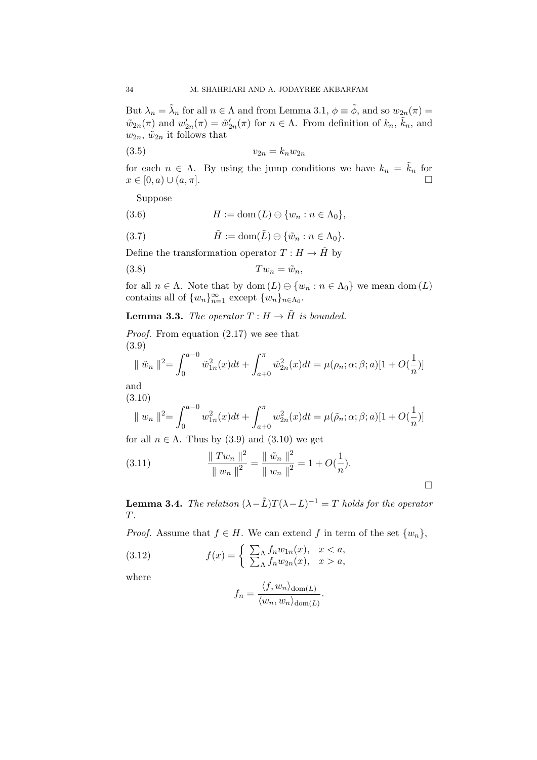But $\lambda_n = \tilde{\lambda}_n$ for all $n \in \Lambda$ and from Lemma 3.1, $\phi \equiv \tilde{\phi}$, and so $w_{2n}(\pi) = \tilde{w}_{2n}(\pi)$ and $w'_{2n}(\pi) = \tilde{w}'_{2n}(\pi)$ for $n \in \Lambda$. From definition of $k_n$, $\tilde{k}_n$, and $w_{2n}$, $\tilde{w}_{2n}$ it follows that

$$v_{2n} = k_n w_{2n} \tag{3.5}$$

for each $n \in \Lambda$. By using the jump conditions we have $k_n = \tilde{k}_n$ for $x \in [0, a) \cup (a, \pi]$. □

Suppose

$$H := \operatorname{dom}(L) \ominus \{w_n : n \in \Lambda_0\}, \tag{3.6}$$

$$\tilde{H} := \operatorname{dom}(\tilde{L}) \ominus \{\tilde{w}_n : n \in \Lambda_0\}. \tag{3.7}$$

Define the transformation operator $T : H \to \tilde{H}$ by

$$T w_n = \tilde{w}_n, \tag{3.8}$$

for all $n \in \Lambda$. Note that by $\operatorname{dom}(L) \ominus \{w_n : n \in \Lambda_0\}$ we mean $\operatorname{dom}(L)$ contains all of $\{w_n\}_{n=1}^{\infty}$ except $\{w_n\}_{n \in \Lambda_0}$.

**Lemma 3.3.** *The operator $T : H \to \tilde{H}$ is bounded.*

*Proof.* From equation (2.17) we see that

$$\| \tilde{w}_n \|^2 = \int_0^{a-0} \tilde{w}_{1n}^2(x)dt + \int_{a+0}^{\pi} \tilde{w}_{2n}^2(x)dt = \mu(\rho_n; \alpha; \beta; a)[1 + O(\frac{1}{n})] \tag{3.9}$$

and

$$\| w_n \|^2 = \int_0^{a-0} w_{1n}^2(x)dt + \int_{a+0}^{\pi} w_{2n}^2(x)dt = \mu(\tilde{\rho}_n; \alpha; \beta; a)[1 + O(\frac{1}{n})] \tag{3.10}$$

for all $n \in \Lambda$. Thus by (3.9) and (3.10) we get

$$\frac{\| T w_n \|^2}{\| w_n \|^2} = \frac{\| \tilde{w}_n \|^2}{\| w_n \|^2} = 1 + O(\frac{1}{n}). \tag{3.11}$$

□

**Lemma 3.4.** *The relation $(\lambda - \tilde{L}) T (\lambda - L)^{-1} = T$ holds for the operator $T$.*

*Proof.* Assume that $f \in H$. We can extend $f$ in term of the set $\{w_n\}$,

$$f(x) = \begin{cases} \sum_{\Lambda} f_n w_{1n}(x), & x < a, \\ \sum_{\Lambda} f_n w_{2n}(x), & x > a, \end{cases} \tag{3.12}$$

where

$$f_n = \frac{\langle f, w_n \rangle_{\operatorname{dom}(L)}}{\langle w_n, w_n \rangle_{\operatorname{dom}(L)}}.$$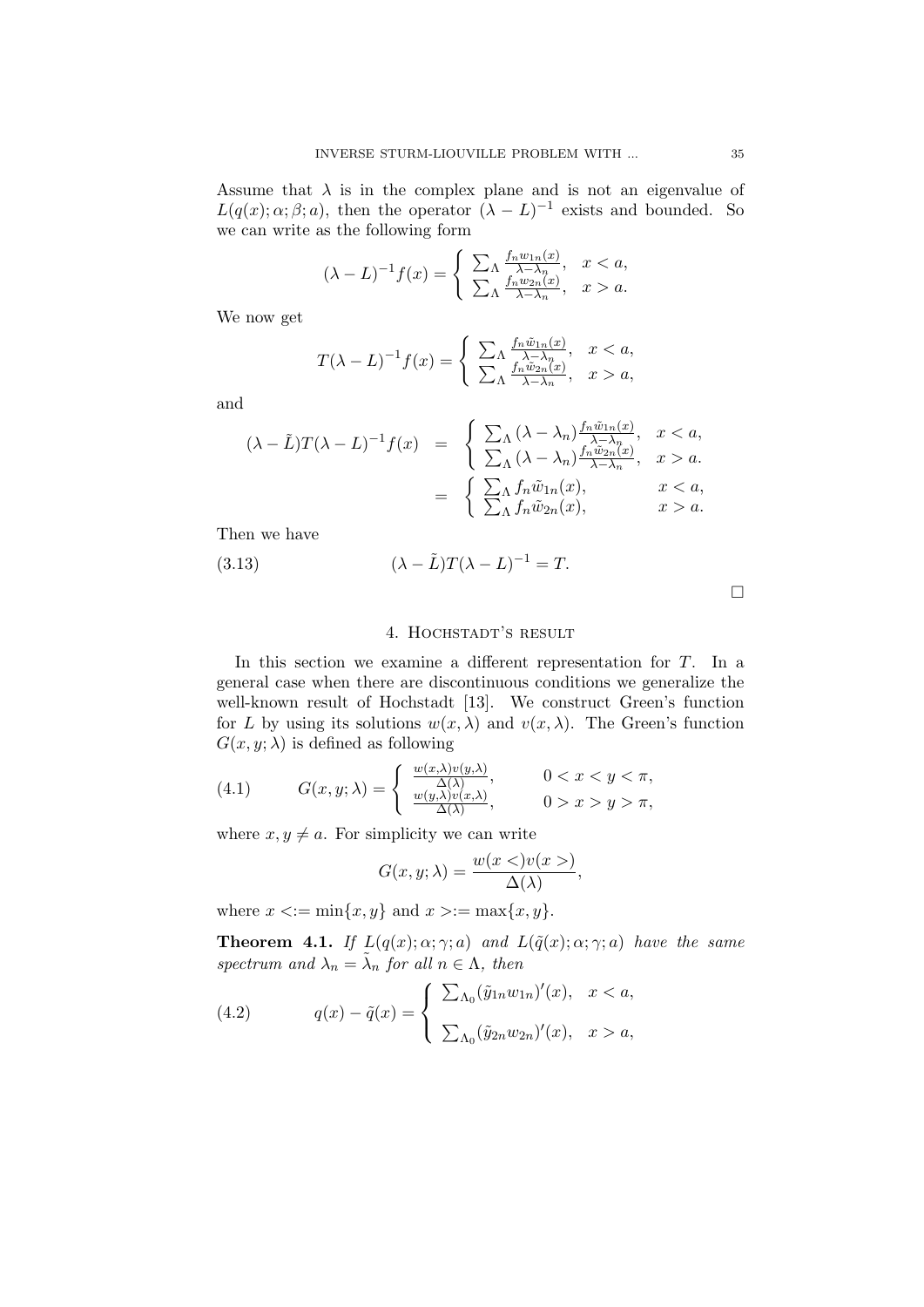Assume that $\lambda$ is in the complex plane and is not an eigenvalue of $L(q(x); \alpha; \beta; a)$, then the operator $(\lambda - L)^{-1}$ exists and bounded. So we can write as the following form

$$(\lambda - L)^{-1} f(x) = \begin{cases} \sum_{\Lambda} \frac{f_n w_{1n}(x)}{\lambda - \lambda_n}, & x < a, \\ \sum_{\Lambda} \frac{f_n w_{2n}(x)}{\lambda - \lambda_n}, & x > a. \end{cases}$$

We now get

$$T(\lambda - L)^{-1} f(x) = \begin{cases} \sum_{\Lambda} \frac{f_n \tilde{w}_{1n}(x)}{\lambda - \lambda_n}, & x < a, \\ \sum_{\Lambda} \frac{f_n \tilde{w}_{2n}(x)}{\lambda - \lambda_n}, & x > a, \end{cases}$$

and

$$\begin{aligned} (\lambda - \tilde{L}) T (\lambda - L)^{-1} f(x) &= \begin{cases} \sum_{\Lambda} (\lambda - \lambda_n) \frac{f_n \tilde{w}_{1n}(x)}{\lambda - \lambda_n}, & x < a, \\ \sum_{\Lambda} (\lambda - \lambda_n) \frac{f_n \tilde{w}_{2n}(x)}{\lambda - \lambda_n}, & x > a. \end{cases} \\ &= \begin{cases} \sum_{\Lambda} f_n \tilde{w}_{1n}(x), & x < a, \\ \sum_{\Lambda} f_n \tilde{w}_{2n}(x), & x > a. \end{cases} \end{aligned}$$

Then we have

$$(\lambda - \tilde{L}) T (\lambda - L)^{-1} = T. \tag{3.13}$$

□

## 4. Hochstadt's result

In this section we examine a different representation for $T$. In a general case when there are discontinuous conditions we generalize the well-known result of Hochstadt [13]. We construct Green's function for $L$ by using its solutions $w(x, \lambda)$ and $v(x, \lambda)$. The Green's function $G(x, y; \lambda)$ is defined as following

$$G(x, y; \lambda) = \begin{cases} \frac{w(x,\lambda) v(y,\lambda)}{\Delta(\lambda)}, & 0 < x < y < \pi, \\ \frac{w(y,\lambda) v(x,\lambda)}{\Delta(\lambda)}, & 0 > x > y > \pi, \end{cases} \tag{4.1}$$

where $x, y \neq a$. For simplicity we can write

$$G(x, y; \lambda) = \frac{w(x <) v(x >)}{\Delta(\lambda)},$$

where $x < := \min\{x, y\}$ and $x > := \max\{x, y\}$.

**Theorem 4.1.** *If $L(q(x); \alpha; \gamma; a)$ and $L(\tilde{q}(x); \alpha; \gamma; a)$ have the same spectrum and $\lambda_n = \tilde{\lambda}_n$ for all $n \in \Lambda$, then*

$$q(x) - \tilde{q}(x) = \begin{cases} \sum_{\Lambda_0} (\tilde{y}_{1n} w_{1n})'(x), & x < a, \\ \\ \sum_{\Lambda_0} (\tilde{y}_{2n} w_{2n})'(x), & x > a, \end{cases} \tag{4.2}$$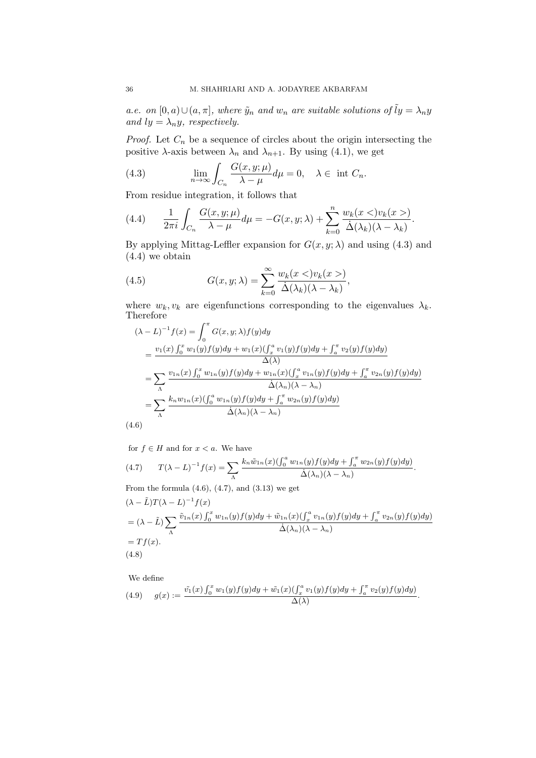*a.e. on* $[0,a)\cup(a,\pi]$*, where* $\tilde{y}_n$ *and* $w_n$ *are suitable solutions of* $\tilde{l}y=\lambda_n y$ *and* $ly=\lambda_n y$*, respectively.*

*Proof.* Let $C_n$ be a sequence of circles about the origin intersecting the positive $\lambda$-axis between $\lambda_n$ and $\lambda_{n+1}$. By using (4.1), we get

$$\lim_{n\to\infty}\int_{C_n}\frac{G(x,y;\mu)}{\lambda-\mu}d\mu=0,\quad \lambda\in \text{ int } C_n. \tag{4.3}$$

From residue integration, it follows that

$$\frac{1}{2\pi i}\int_{C_n}\frac{G(x,y;\mu)}{\lambda-\mu}d\mu=-G(x,y;\lambda)+\sum_{k=0}^{n}\frac{w_k(x<)v_k(x>)}{\dot{\Delta}(\lambda_k)(\lambda-\lambda_k)}. \tag{4.4}$$

By applying Mittag-Leffler expansion for $G(x,y;\lambda)$ and using (4.3) and (4.4) we obtain

$$G(x,y;\lambda)=\sum_{k=0}^{\infty}\frac{w_k(x<)v_k(x>)}{\dot{\Delta}(\lambda_k)(\lambda-\lambda_k)}, \tag{4.5}$$

where $w_k, v_k$ are eigenfunctions corresponding to the eigenvalues $\lambda_k$. Therefore

$$\begin{aligned}
(\lambda-L)^{-1}f(x)&=\int_0^\pi G(x,y;\lambda)f(y)dy\\
&=\frac{v_1(x)\int_0^x w_1(y)f(y)dy+w_1(x)(\int_x^a v_1(y)f(y)dy+\int_a^\pi v_2(y)f(y)dy)}{\Delta(\lambda)}\\
&=\sum_{\Lambda}\frac{v_{1n}(x)\int_0^x w_{1n}(y)f(y)dy+w_{1n}(x)(\int_x^a v_{1n}(y)f(y)dy+\int_a^\pi v_{2n}(y)f(y)dy)}{\dot{\Delta}(\lambda_n)(\lambda-\lambda_n)}\\
&=\sum_{\Lambda}\frac{k_n w_{1n}(x)(\int_0^a w_{1n}(y)f(y)dy+\int_a^\pi w_{2n}(y)f(y)dy)}{\dot{\Delta}(\lambda_n)(\lambda-\lambda_n)}
\end{aligned} \tag{4.6}$$

for $f\in H$ and for $x<a$. We have

$$T(\lambda-L)^{-1}f(x)=\sum_{\Lambda}\frac{k_n\tilde{w}_{1n}(x)(\int_0^a w_{1n}(y)f(y)dy+\int_a^\pi w_{2n}(y)f(y)dy)}{\dot{\Delta}(\lambda_n)(\lambda-\lambda_n)}. \tag{4.7}$$

From the formula (4.6), (4.7), and (3.13) we get

$$\begin{aligned}
&(\lambda-\tilde{L})T(\lambda-L)^{-1}f(x)\\
&=(\lambda-\tilde{L})\sum_{\Lambda}\frac{\tilde{v}_{1n}(x)\int_0^x w_{1n}(y)f(y)dy+\tilde{w}_{1n}(x)(\int_x^a v_{1n}(y)f(y)dy+\int_a^\pi v_{2n}(y)f(y)dy)}{\dot{\Delta}(\lambda_n)(\lambda-\lambda_n)}\\
&=Tf(x).
\end{aligned} \tag{4.8}$$

We define

$$g(x):=\frac{\tilde{v_1}(x)\int_0^x w_1(y)f(y)dy+\tilde{w_1}(x)(\int_x^a v_1(y)f(y)dy+\int_a^\pi v_2(y)f(y)dy)}{\Delta(\lambda)}. \tag{4.9}$$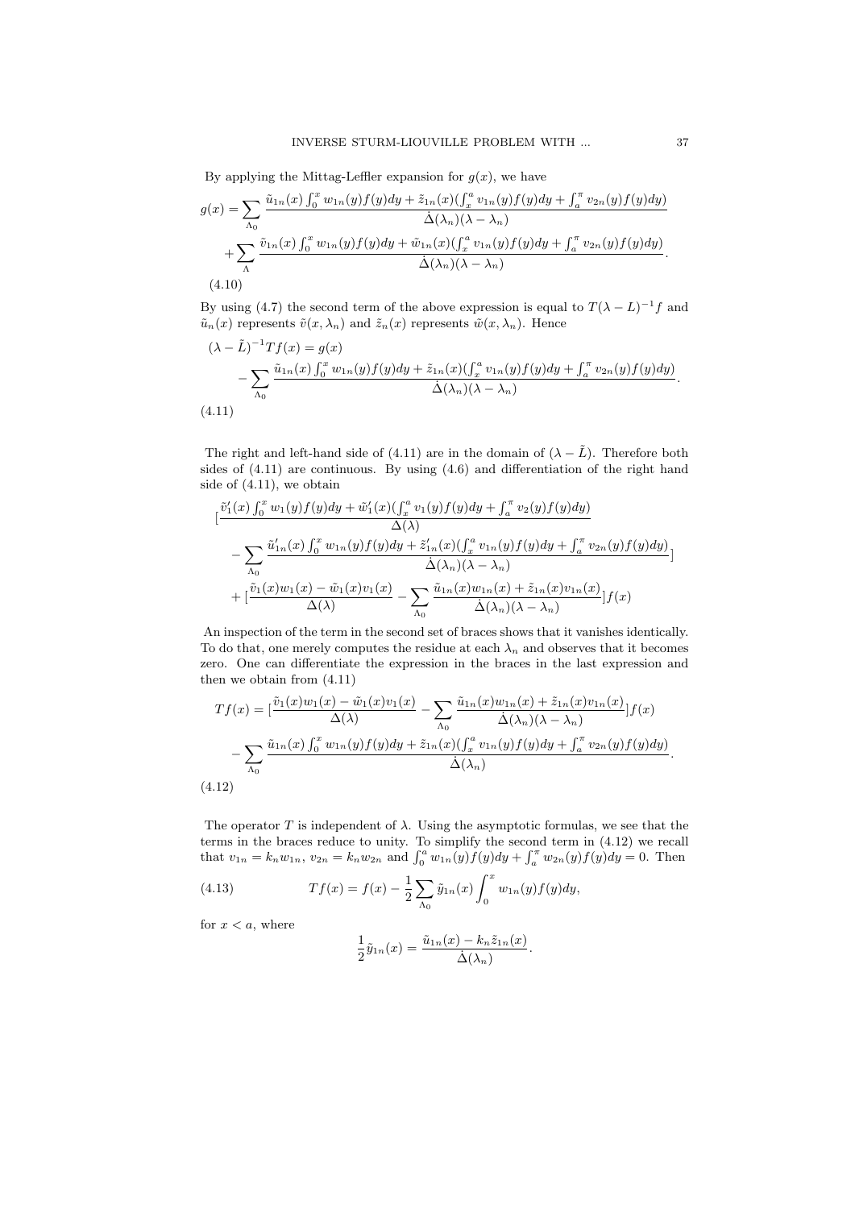By applying the Mittag-Leffler expansion for $g(x)$, we have

$$
\begin{aligned}
g(x) = &\sum_{\Lambda_0} \frac{\tilde{u}_{1n}(x)\int_0^x w_{1n}(y)f(y)dy + \tilde{z}_{1n}(x)(\int_x^a v_{1n}(y)f(y)dy + \int_a^\pi v_{2n}(y)f(y)dy)}{\dot{\Delta}(\lambda_n)(\lambda-\lambda_n)} \\
&+ \sum_{\Lambda} \frac{\tilde{v}_{1n}(x)\int_0^x w_{1n}(y)f(y)dy + \tilde{w}_{1n}(x)(\int_x^a v_{1n}(y)f(y)dy + \int_a^\pi v_{2n}(y)f(y)dy)}{\dot{\Delta}(\lambda_n)(\lambda-\lambda_n)}.
\end{aligned}
\tag{4.10}
$$

By using (4.7) the second term of the above expression is equal to $T(\lambda - L)^{-1}f$ and $\tilde{u}_n(x)$ represents $\tilde{v}(x,\lambda_n)$ and $\tilde{z}_n(x)$ represents $\tilde{w}(x,\lambda_n)$. Hence

$$
\begin{aligned}
(\lambda - \tilde{L})^{-1}Tf(x) = &\, g(x) \\
&- \sum_{\Lambda_0} \frac{\tilde{u}_{1n}(x)\int_0^x w_{1n}(y)f(y)dy + \tilde{z}_{1n}(x)(\int_x^a v_{1n}(y)f(y)dy + \int_a^\pi v_{2n}(y)f(y)dy)}{\dot{\Delta}(\lambda_n)(\lambda-\lambda_n)}.
\end{aligned}
\tag{4.11}
$$

The right and left-hand side of (4.11) are in the domain of $(\lambda - \tilde{L})$. Therefore both sides of (4.11) are continuous. By using (4.6) and differentiation of the right hand side of (4.11), we obtain

$$
\begin{aligned}
&[\frac{\tilde{v}_1'(x)\int_0^x w_1(y)f(y)dy + \tilde{w}_1'(x)(\int_x^a v_1(y)f(y)dy + \int_a^\pi v_2(y)f(y)dy)}{\Delta(\lambda)} \\
&- \sum_{\Lambda_0} \frac{\tilde{u}_{1n}'(x)\int_0^x w_{1n}(y)f(y)dy + \tilde{z}_{1n}'(x)(\int_x^a v_{1n}(y)f(y)dy + \int_a^\pi v_{2n}(y)f(y)dy)}{\dot{\Delta}(\lambda_n)(\lambda-\lambda_n)}] \\
&+ [\frac{\tilde{v}_1(x)w_1(x) - \tilde{w}_1(x)v_1(x)}{\Delta(\lambda)} - \sum_{\Lambda_0} \frac{\tilde{u}_{1n}(x)w_{1n}(x) + \tilde{z}_{1n}(x)v_{1n}(x)}{\dot{\Delta}(\lambda_n)(\lambda-\lambda_n)}]f(x)
\end{aligned}
$$

An inspection of the term in the second set of braces shows that it vanishes identically. To do that, one merely computes the residue at each $\lambda_n$ and observes that it becomes zero. One can differentiate the expression in the braces in the last expression and then we obtain from (4.11)

$$
\begin{aligned}
Tf(x) = &[\frac{\tilde{v}_1(x)w_1(x) - \tilde{w}_1(x)v_1(x)}{\Delta(\lambda)} - \sum_{\Lambda_0} \frac{\tilde{u}_{1n}(x)w_{1n}(x) + \tilde{z}_{1n}(x)v_{1n}(x)}{\dot{\Delta}(\lambda_n)(\lambda-\lambda_n)}]f(x) \\
&- \sum_{\Lambda_0} \frac{\tilde{u}_{1n}(x)\int_0^x w_{1n}(y)f(y)dy + \tilde{z}_{1n}(x)(\int_x^a v_{1n}(y)f(y)dy + \int_a^\pi v_{2n}(y)f(y)dy)}{\dot{\Delta}(\lambda_n)}.
\end{aligned}
\tag{4.12}
$$

The operator $T$ is independent of $\lambda$. Using the asymptotic formulas, we see that the terms in the braces reduce to unity. To simplify the second term in (4.12) we recall that $v_{1n} = k_n w_{1n}$, $v_{2n} = k_n w_{2n}$ and $\int_0^a w_{1n}(y)f(y)dy + \int_a^\pi w_{2n}(y)f(y)dy = 0$. Then

$$
Tf(x) = f(x) - \frac{1}{2}\sum_{\Lambda_0} \tilde{y}_{1n}(x)\int_0^x w_{1n}(y)f(y)dy,
\tag{4.13}
$$

for $x < a$, where

$$
\frac{1}{2}\tilde{y}_{1n}(x) = \frac{\tilde{u}_{1n}(x) - k_n\tilde{z}_{1n}(x)}{\dot{\Delta}(\lambda_n)}.
$$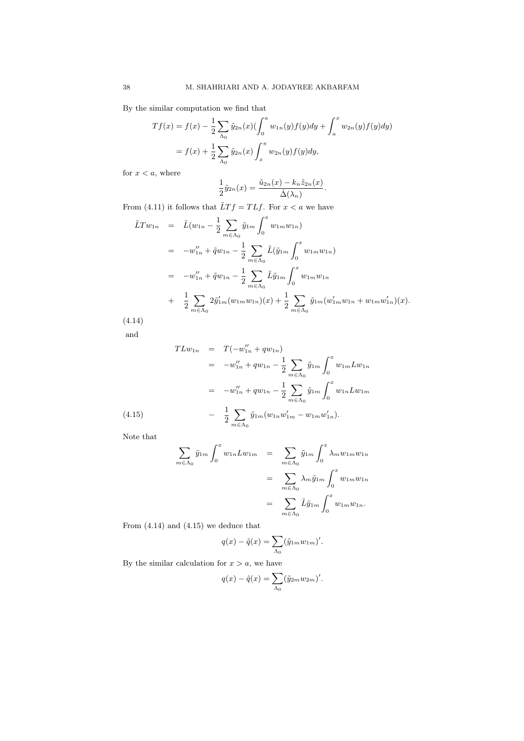By the similar computation we find that

$$
\begin{aligned}
Tf(x) &= f(x) - \frac{1}{2}\sum_{\Lambda_0} \tilde{y}_{2n}(x)\Big(\int_0^a w_{1n}(y)f(y)dy + \int_a^x w_{2n}(y)f(y)dy\Big) \\
&= f(x) + \frac{1}{2}\sum_{\Lambda_0} \tilde{y}_{2n}(x)\int_x^\pi w_{2n}(y)f(y)dy,
\end{aligned}
$$

for $x < a$, where

$$
\frac{1}{2}\tilde{y}_{2n}(x) = \frac{\tilde{u}_{2n}(x) - k_n\tilde{z}_{2n}(x)}{\dot{\Delta}(\lambda_n)}.
$$

From (4.11) it follows that $\tilde{L}Tf = TLf$. For $x < a$ we have

$$
\begin{aligned}
\tilde{L}Tw_{1n} &= \tilde{L}\Big(w_{1n} - \frac{1}{2}\sum_{m\in\Lambda_0} \tilde{y}_{1m}\int_0^x w_{1m}w_{1n}\Big) \\
&= -w_{1n}'' + \tilde{q}w_{1n} - \frac{1}{2}\sum_{m\in\Lambda_0} \tilde{L}\Big(\tilde{y}_{1m}\int_0^x w_{1m}w_{1n}\Big) \\
&= -w_{1n}'' + \tilde{q}w_{1n} - \frac{1}{2}\sum_{m\in\Lambda_0} \tilde{L}\tilde{y}_{1m}\int_0^x w_{1m}w_{1n} \\
&+ \frac{1}{2}\sum_{m\in\Lambda_0} 2\tilde{y}_{1m}'(w_{1m}w_{1n})(x) + \frac{1}{2}\sum_{m\in\Lambda_0} \tilde{y}_{1m}(w_{1m}'w_{1n} + w_{1m}w_{1n}')(x).
\end{aligned} \tag{4.14}
$$

and

$$
\begin{aligned}
TLw_{1n} &= T(-w_{1n}'' + qw_{1n}) \\
&= -w_{1n}'' + qw_{1n} - \frac{1}{2}\sum_{m\in\Lambda_0} \tilde{y}_{1m}\int_0^x w_{1m}Lw_{1n} \\
&= -w_{1n}'' + qw_{1n} - \frac{1}{2}\sum_{m\in\Lambda_0} \tilde{y}_{1m}\int_0^x w_{1n}Lw_{1m} \\
&- \frac{1}{2}\sum_{m\in\Lambda_0} \tilde{y}_{1m}(w_{1n}w_{1m}' - w_{1m}w_{1n}').
\end{aligned} \tag{4.15}
$$

Note that

$$
\begin{aligned}
\sum_{m\in\Lambda_0} \tilde{y}_{1m}\int_0^x w_{1n}Lw_{1m} &= \sum_{m\in\Lambda_0} \tilde{y}_{1m}\int_0^x \lambda_m w_{1m}w_{1n} \\
&= \sum_{m\in\Lambda_0} \lambda_m\tilde{y}_{1m}\int_0^x w_{1m}w_{1n} \\
&= \sum_{m\in\Lambda_0} \tilde{L}\tilde{y}_{1m}\int_0^x w_{1m}w_{1n}.
\end{aligned}
$$

From (4.14) and (4.15) we deduce that

$$
q(x) - \tilde{q}(x) = \sum_{\Lambda_0} (\tilde{y}_{1m}w_{1m})'.
$$

By the similar calculation for $x > a$, we have

$$
q(x) - \tilde{q}(x) = \sum_{\Lambda_0} (\tilde{y}_{2m}w_{2m})'.
$$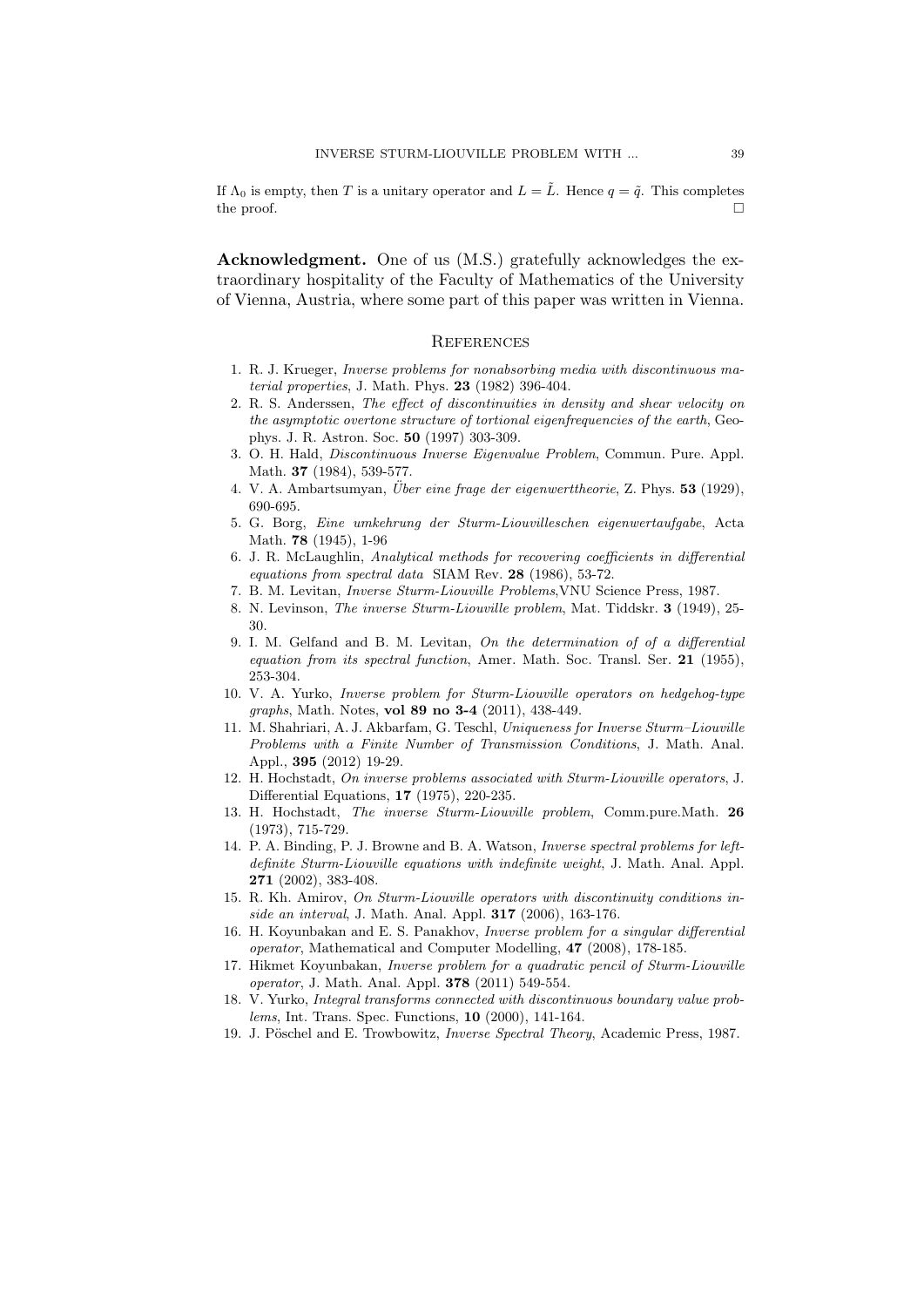If $\Lambda_0$ is empty, then $T$ is a unitary operator and $L = \tilde{L}$. Hence $q = \tilde{q}$. This completes the proof. $\square$

**Acknowledgment.** One of us (M.S.) gratefully acknowledges the extraordinary hospitality of the Faculty of Mathematics of the University of Vienna, Austria, where some part of this paper was written in Vienna.

## References

1. R. J. Krueger, *Inverse problems for nonabsorbing media with discontinuous material properties*, J. Math. Phys. **23** (1982) 396-404.
2. R. S. Anderssen, *The effect of discontinuities in density and shear velocity on the asymptotic overtone structure of tortional eigenfrequencies of the earth*, Geophys. J. R. Astron. Soc. **50** (1997) 303-309.
3. O. H. Hald, *Discontinuous Inverse Eigenvalue Problem*, Commun. Pure. Appl. Math. **37** (1984), 539-577.
4. V. A. Ambartsumyan, *Über eine frage der eigenwerttheorie*, Z. Phys. **53** (1929), 690-695.
5. G. Borg, *Eine umkehrung der Sturm-Liouvilleschen eigenwertaufgabe*, Acta Math. **78** (1945), 1-96
6. J. R. McLaughlin, *Analytical methods for recovering coefficients in differential equations from spectral data* SIAM Rev. **28** (1986), 53-72.
7. B. M. Levitan, *Inverse Sturm-Liouville Problems*,VNU Science Press, 1987.
8. N. Levinson, *The inverse Sturm-Liouville problem*, Mat. Tiddskr. **3** (1949), 25-30.
9. I. M. Gelfand and B. M. Levitan, *On the determination of of a differential equation from its spectral function*, Amer. Math. Soc. Transl. Ser. **21** (1955), 253-304.
10. V. A. Yurko, *Inverse problem for Sturm-Liouville operators on hedgehog-type graphs*, Math. Notes, **vol 89 no 3-4** (2011), 438-449.
11. M. Shahriari, A. J. Akbarfam, G. Teschl, *Uniqueness for Inverse Sturm–Liouville Problems with a Finite Number of Transmission Conditions*, J. Math. Anal. Appl., **395** (2012) 19-29.
12. H. Hochstadt, *On inverse problems associated with Sturm-Liouville operators*, J. Differential Equations, **17** (1975), 220-235.
13. H. Hochstadt, *The inverse Sturm-Liouville problem*, Comm.pure.Math. **26** (1973), 715-729.
14. P. A. Binding, P. J. Browne and B. A. Watson, *Inverse spectral problems for left-definite Sturm-Liouville equations with indefinite weight*, J. Math. Anal. Appl. **271** (2002), 383-408.
15. R. Kh. Amirov, *On Sturm-Liouville operators with discontinuity conditions inside an interval*, J. Math. Anal. Appl. **317** (2006), 163-176.
16. H. Koyunbakan and E. S. Panakhov, *Inverse problem for a singular differential operator*, Mathematical and Computer Modelling, **47** (2008), 178-185.
17. Hikmet Koyunbakan, *Inverse problem for a quadratic pencil of Sturm-Liouville operator*, J. Math. Anal. Appl. **378** (2011) 549-554.
18. V. Yurko, *Integral transforms connected with discontinuous boundary value problems*, Int. Trans. Spec. Functions, **10** (2000), 141-164.
19. J. Pöschel and E. Trowbowitz, *Inverse Spectral Theory*, Academic Press, 1987.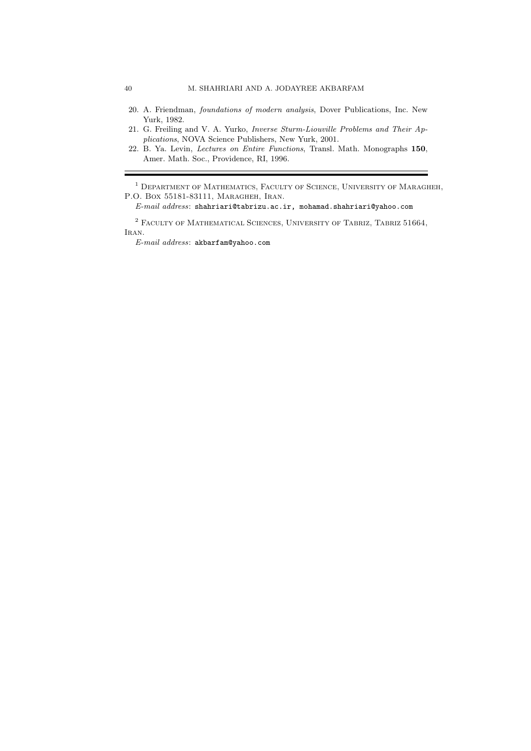20. A. Friendman, *foundations of modern analysis*, Dover Publications, Inc. New Yurk, 1982.
21. G. Freiling and V. A. Yurko, *Inverse Sturm-Liouville Problems and Their Applications*, NOVA Science Publishers, New Yurk, 2001.
22. B. Ya. Levin, *Lectures on Entire Functions*, Transl. Math. Monographs **150**, Amer. Math. Soc., Providence, RI, 1996.

---

[1] Department of Mathematics, Faculty of Science, University of Maragheh, P.O. Box 55181-83111, Maragheh, Iran.

*E-mail address*: shahriari@tabrizu.ac.ir, mohamad.shahriari@yahoo.com

[2] Faculty of Mathematical Sciences, University of Tabriz, Tabriz 51664, Iran.

*E-mail address*: akbarfam@yahoo.com